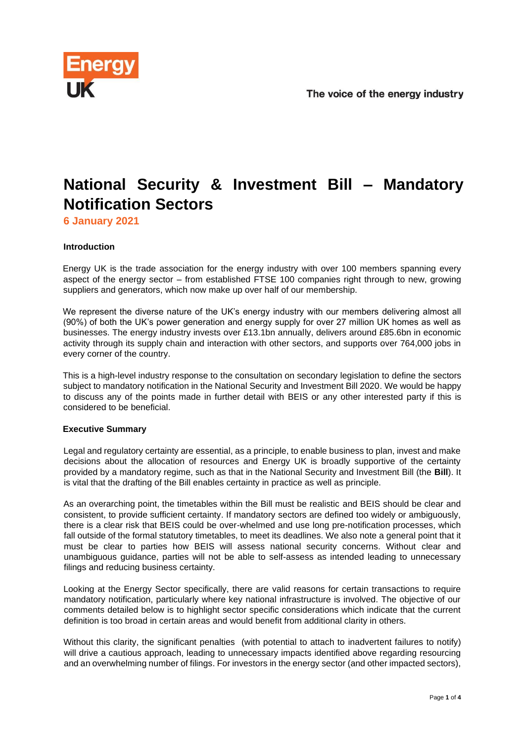# National Security & Investment Bill – Mandatory Notification Sectors

**6 January 2021**

### Introduction

Energy UK is the trade association for the energy industry with over 100 members spanning every aspect of the energy sector – from established FTSE 100 companies right through to new, growing suppliers and generators, which now make up over half of our membership.

We represent the diverse nature of the UK's energy industry with our members delivering almost all (90%) of both the UK's power generation and energy supply for over 27 million UK homes as well as businesses. The energy industry invests over £13.1bn annually, delivers around £85.6bn in economic activity through its supply chain and interaction with other sectors, and supports over 764,000 jobs in every corner of the country.

This is a high-level industry response to the consultation on secondary legislation to define the sectors subject to mandatory notification in the National Security and Investment Bill 2020. We would be happy to discuss any of the points made in further detail with BEIS or any other interested party if this is considered to be beneficial.

### Executive Summary

Legal and regulatory certainty are essential, as a principle, to enable business to plan, invest and make decisions about the allocation of resources and Energy UK is broadly supportive of the certainty provided by a mandatory regime, such as that in the National Security and Investment Bill (the **Bill**). It is vital that the drafting of the Bill enables certainty in practice as well as principle.

As an overarching point, the timetables within the Bill must be realistic and BEIS should be clear and consistent, to provide sufficient certainty. If mandatory sectors are defined too widely or ambiguously, there is a clear risk that BEIS could be over-whelmed and use long pre-notification processes, which fall outside of the formal statutory timetables, to meet its deadlines. We also note a general point that it must be clear to parties how BEIS will assess national security concerns. Without clear and unambiguous guidance, parties will not be able to self-assess as intended leading to unnecessary filings and reducing business certainty.

Looking at the Energy Sector specifically, there are valid reasons for certain transactions to require mandatory notification, particularly where key national infrastructure is involved. The objective of our comments detailed below is to highlight sector specific considerations which indicate that the current definition is too broad in certain areas and would benefit from additional clarity in others.

Without this clarity, the significant penalties (with potential to attach to inadvertent failures to notify) will drive a cautious approach, leading to unnecessary impacts identified above regarding resourcing and an overwhelming number of filings. For investors in the energy sector (and other impacted sectors),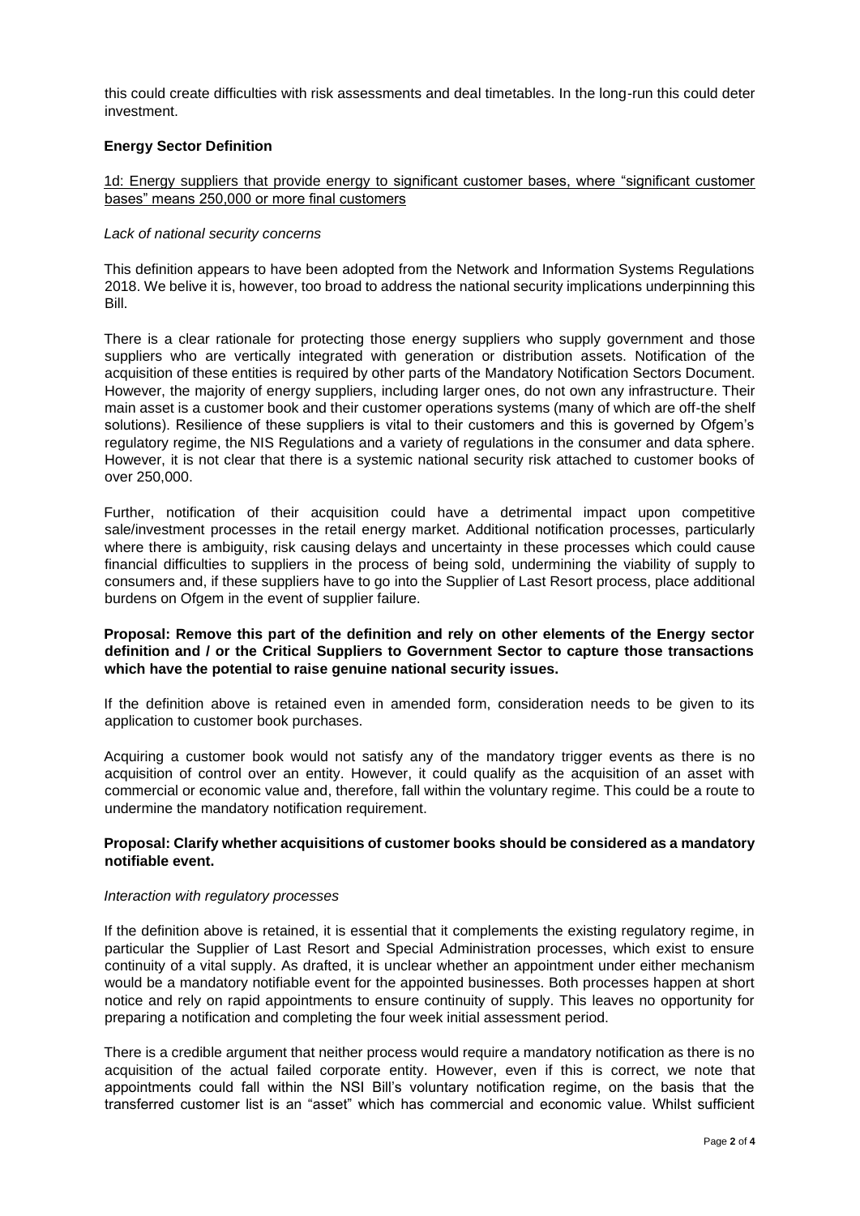this could create difficulties with risk assessments and deal timetables. In the long-run this could deter investment.

**Energy Sector Definition**

<u>1d: Energy suppliers that provide energy to significant customer bases, where "significant customer bases" means 250,000 or more final customers</u>

*Lack of national security concerns*

This definition appears to have been adopted from the Network and Information Systems Regulations 2018. We belive it is, however, too broad to address the national security implications underpinning this Bill.

There is a clear rationale for protecting those energy suppliers who supply government and those suppliers who are vertically integrated with generation or distribution assets. Notification of the acquisition of these entities is required by other parts of the Mandatory Notification Sectors Document. However, the majority of energy suppliers, including larger ones, do not own any infrastructure. Their main asset is a customer book and their customer operations systems (many of which are off-the shelf solutions). Resilience of these suppliers is vital to their customers and this is governed by Ofgem's regulatory regime, the NIS Regulations and a variety of regulations in the consumer and data sphere. However, it is not clear that there is a systemic national security risk attached to customer books of over 250,000.

Further, notification of their acquisition could have a detrimental impact upon competitive sale/investment processes in the retail energy market. Additional notification processes, particularly where there is ambiguity, risk causing delays and uncertainty in these processes which could cause financial difficulties to suppliers in the process of being sold, undermining the viability of supply to consumers and, if these suppliers have to go into the Supplier of Last Resort process, place additional burdens on Ofgem in the event of supplier failure.

**Proposal: Remove this part of the definition and rely on other elements of the Energy sector definition and / or the Critical Suppliers to Government Sector to capture those transactions which have the potential to raise genuine national security issues.**

If the definition above is retained even in amended form, consideration needs to be given to its application to customer book purchases.

Acquiring a customer book would not satisfy any of the mandatory trigger events as there is no acquisition of control over an entity. However, it could qualify as the acquisition of an asset with commercial or economic value and, therefore, fall within the voluntary regime. This could be a route to undermine the mandatory notification requirement.

**Proposal: Clarify whether acquisitions of customer books should be considered as a mandatory notifiable event.**

*Interaction with regulatory processes*

If the definition above is retained, it is essential that it complements the existing regulatory regime, in particular the Supplier of Last Resort and Special Administration processes, which exist to ensure continuity of a vital supply. As drafted, it is unclear whether an appointment under either mechanism would be a mandatory notifiable event for the appointed businesses. Both processes happen at short notice and rely on rapid appointments to ensure continuity of supply. This leaves no opportunity for preparing a notification and completing the four week initial assessment period.

There is a credible argument that neither process would require a mandatory notification as there is no acquisition of the actual failed corporate entity. However, even if this is correct, we note that appointments could fall within the NSI Bill's voluntary notification regime, on the basis that the transferred customer list is an "asset" which has commercial and economic value. Whilst sufficient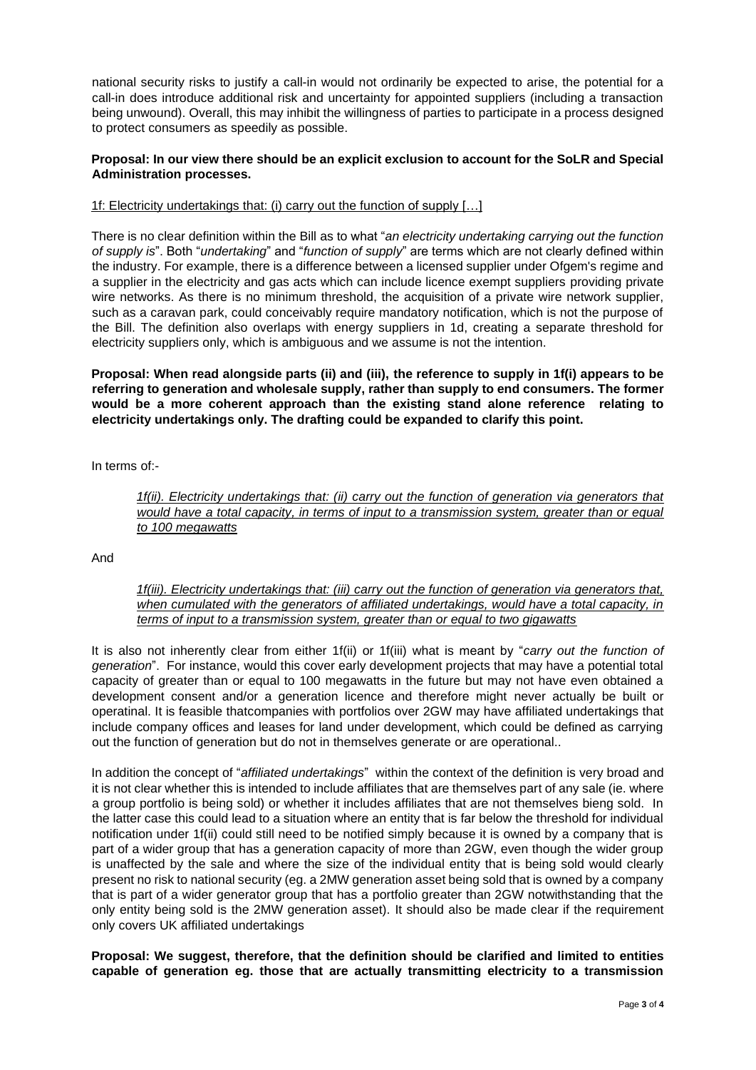national security risks to justify a call-in would not ordinarily be expected to arise, the potential for a call-in does introduce additional risk and uncertainty for appointed suppliers (including a transaction being unwound). Overall, this may inhibit the willingness of parties to participate in a process designed to protect consumers as speedily as possible.

**Proposal: In our view there should be an explicit exclusion to account for the SoLR and Special Administration processes.**

<u>1f: Electricity undertakings that: (i) carry out the function of supply […]</u>

There is no clear definition within the Bill as to what "*an electricity undertaking carrying out the function of supply is*". Both "*undertaking*" and "*function of supply*" are terms which are not clearly defined within the industry. For example, there is a difference between a licensed supplier under Ofgem's regime and a supplier in the electricity and gas acts which can include licence exempt suppliers providing private wire networks. As there is no minimum threshold, the acquisition of a private wire network supplier, such as a caravan park, could conceivably require mandatory notification, which is not the purpose of the Bill. The definition also overlaps with energy suppliers in 1d, creating a separate threshold for electricity suppliers only, which is ambiguous and we assume is not the intention.

**Proposal: When read alongside parts (ii) and (iii), the reference to supply in 1f(i) appears to be referring to generation and wholesale supply, rather than supply to end consumers. The former would be a more coherent approach than the existing stand alone reference relating to electricity undertakings only. The drafting could be expanded to clarify this point.**

In terms of:-

> *<u>1f(ii). Electricity undertakings that: (ii) carry out the function of generation via generators that would have a total capacity, in terms of input to a transmission system, greater than or equal to 100 megawatts</u>*

And

> *<u>1f(iii). Electricity undertakings that: (iii) carry out the function of generation via generators that, when cumulated with the generators of affiliated undertakings, would have a total capacity, in terms of input to a transmission system, greater than or equal to two gigawatts</u>*

It is also not inherently clear from either 1f(ii) or 1f(iii) what is meant by "*carry out the function of generation*". For instance, would this cover early development projects that may have a potential total capacity of greater than or equal to 100 megawatts in the future but may not have even obtained a development consent and/or a generation licence and therefore might never actually be built or operatinal. It is feasible thatcompanies with portfolios over 2GW may have affiliated undertakings that include company offices and leases for land under development, which could be defined as carrying out the function of generation but do not in themselves generate or are operational..

In addition the concept of "*affiliated undertakings*" within the context of the definition is very broad and it is not clear whether this is intended to include affiliates that are themselves part of any sale (ie. where a group portfolio is being sold) or whether it includes affiliates that are not themselves bieng sold. In the latter case this could lead to a situation where an entity that is far below the threshold for individual notification under 1f(ii) could still need to be notified simply because it is owned by a company that is part of a wider group that has a generation capacity of more than 2GW, even though the wider group is unaffected by the sale and where the size of the individual entity that is being sold would clearly present no risk to national security (eg. a 2MW generation asset being sold that is owned by a company that is part of a wider generator group that has a portfolio greater than 2GW notwithstanding that the only entity being sold is the 2MW generation asset). It should also be made clear if the requirement only covers UK affiliated undertakings

**Proposal: We suggest, therefore, that the definition should be clarified and limited to entities capable of generation eg. those that are actually transmitting electricity to a transmission**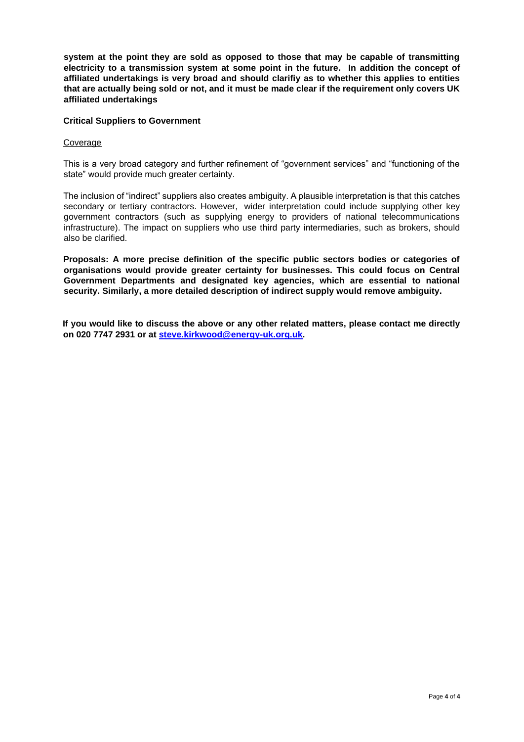**system at the point they are sold as opposed to those that may be capable of transmitting electricity to a transmission system at some point in the future. In addition the concept of affiliated undertakings is very broad and should clarifiy as to whether this applies to entities that are actually being sold or not, and it must be made clear if the requirement only covers UK affiliated undertakings**

**Critical Suppliers to Government**

Coverage

This is a very broad category and further refinement of "government services" and "functioning of the state" would provide much greater certainty.

The inclusion of "indirect" suppliers also creates ambiguity. A plausible interpretation is that this catches secondary or tertiary contractors. However, wider interpretation could include supplying other key government contractors (such as supplying energy to providers of national telecommunications infrastructure). The impact on suppliers who use third party intermediaries, such as brokers, should also be clarified.

**Proposals: A more precise definition of the specific public sectors bodies or categories of organisations would provide greater certainty for businesses. This could focus on Central Government Departments and designated key agencies, which are essential to national security. Similarly, a more detailed description of indirect supply would remove ambiguity.**

**If you would like to discuss the above or any other related matters, please contact me directly on 020 7747 2931 or at [steve.kirkwood@energy-uk.org.uk](mailto:steve.kirkwood@energy-uk.org.uk).**